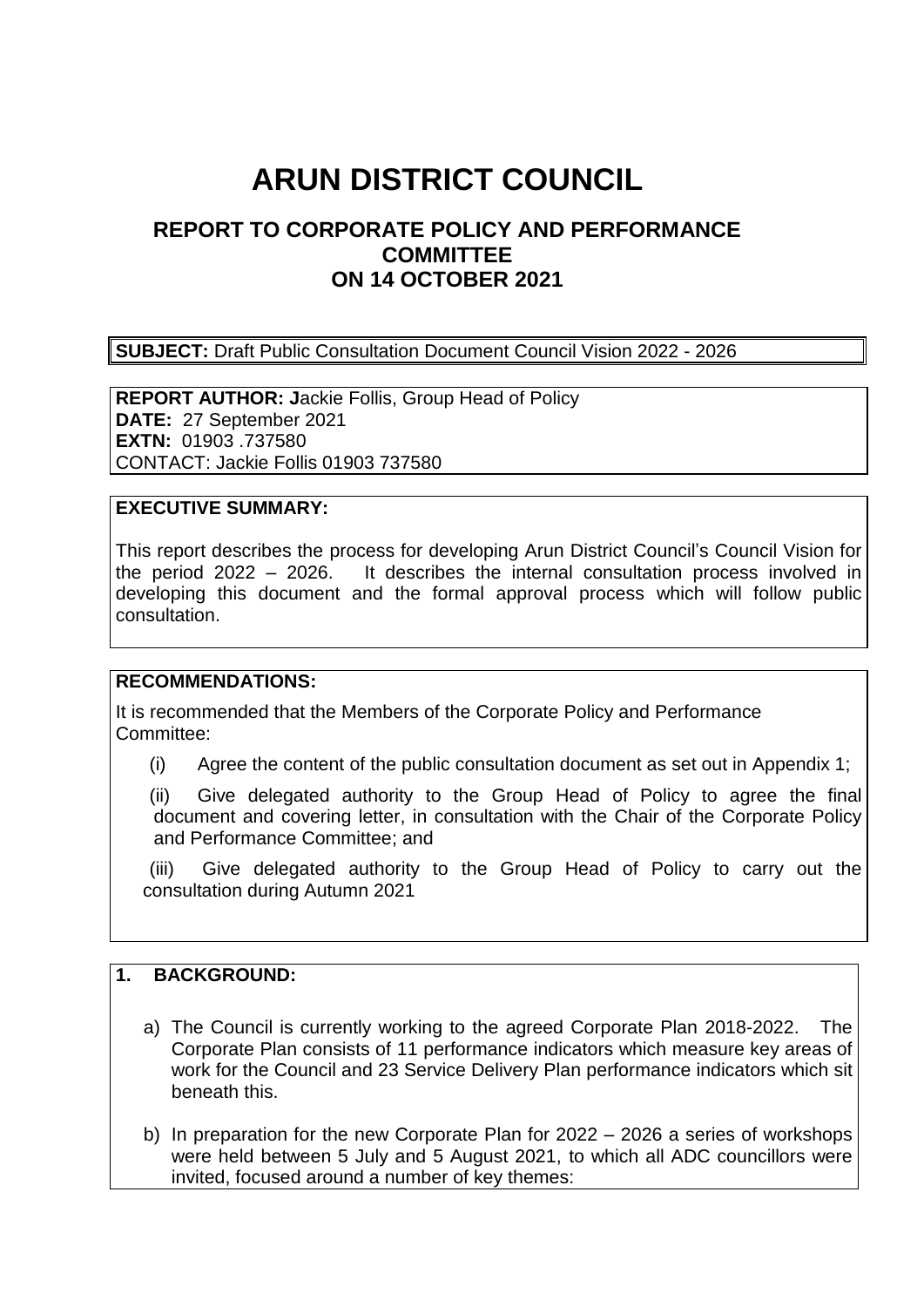# ARUN DISTRICT COUNCIL

## REPORT TO CORPORATE POLICY AND PERFORMANCE COMMITTEE ON 14 OCTOBER 2021

**SUBJECT:** Draft Public Consultation Document Council Vision 2022 - 2026

**REPORT AUTHOR: J**ackie Follis, Group Head of Policy
**DATE:** 27 September 2021
**EXTN:** 01903 .737580
CONTACT: Jackie Follis 01903 737580

**EXECUTIVE SUMMARY:**

This report describes the process for developing Arun District Council's Council Vision for the period 2022 – 2026. It describes the internal consultation process involved in developing this document and the formal approval process which will follow public consultation.

**RECOMMENDATIONS:**

It is recommended that the Members of the Corporate Policy and Performance Committee:

(i) Agree the content of the public consultation document as set out in Appendix 1;

(ii) Give delegated authority to the Group Head of Policy to agree the final document and covering letter, in consultation with the Chair of the Corporate Policy and Performance Committee; and

(iii) Give delegated authority to the Group Head of Policy to carry out the consultation during Autumn 2021

**1. BACKGROUND:**

a) The Council is currently working to the agreed Corporate Plan 2018-2022. The Corporate Plan consists of 11 performance indicators which measure key areas of work for the Council and 23 Service Delivery Plan performance indicators which sit beneath this.

b) In preparation for the new Corporate Plan for 2022 – 2026 a series of workshops were held between 5 July and 5 August 2021, to which all ADC councillors were invited, focused around a number of key themes: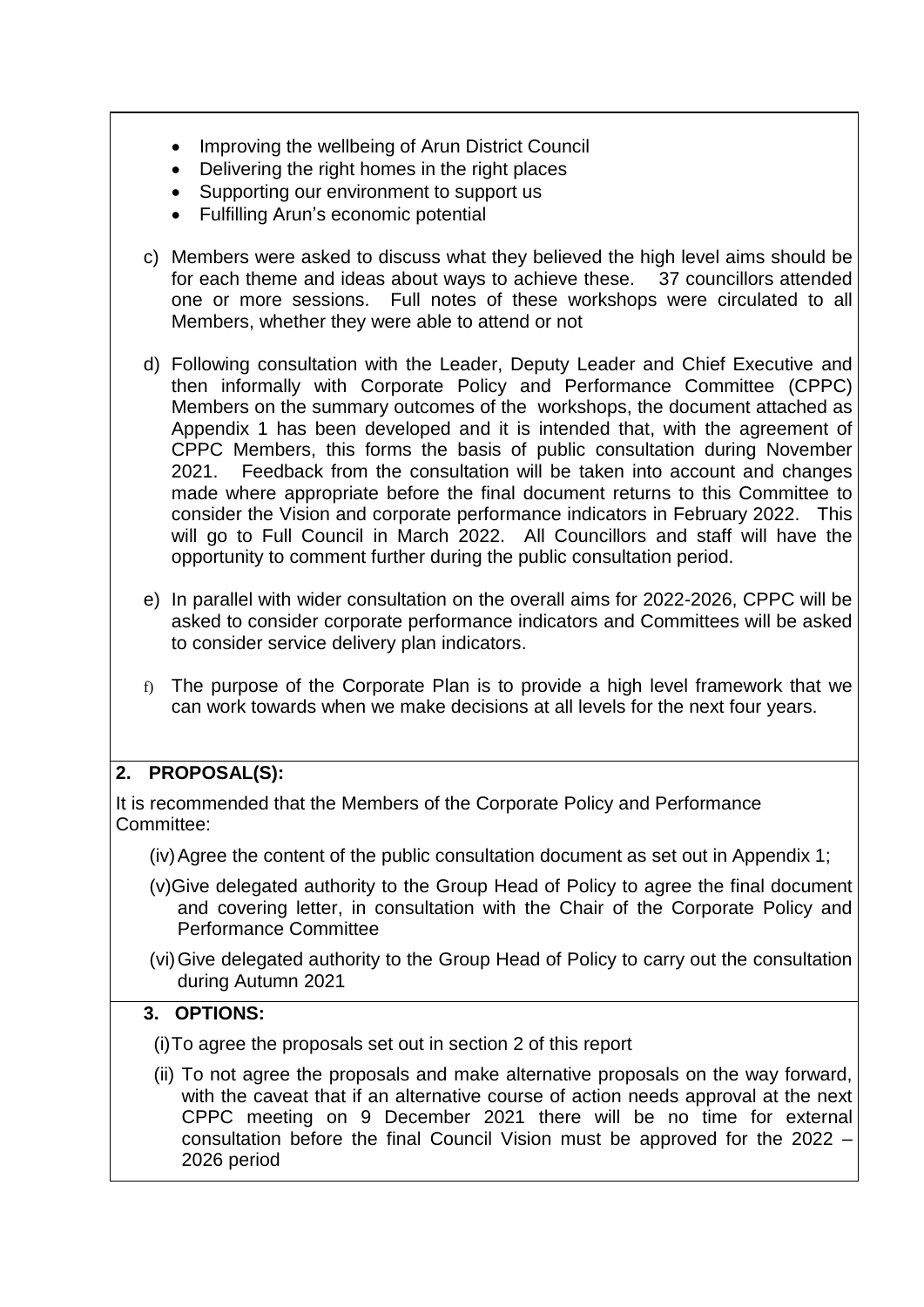- Improving the wellbeing of Arun District Council
- Delivering the right homes in the right places
- Supporting our environment to support us
- Fulfilling Arun's economic potential

c) Members were asked to discuss what they believed the high level aims should be for each theme and ideas about ways to achieve these. 37 councillors attended one or more sessions. Full notes of these workshops were circulated to all Members, whether they were able to attend or not

d) Following consultation with the Leader, Deputy Leader and Chief Executive and then informally with Corporate Policy and Performance Committee (CPPC) Members on the summary outcomes of the workshops, the document attached as Appendix 1 has been developed and it is intended that, with the agreement of CPPC Members, this forms the basis of public consultation during November 2021. Feedback from the consultation will be taken into account and changes made where appropriate before the final document returns to this Committee to consider the Vision and corporate performance indicators in February 2022. This will go to Full Council in March 2022. All Councillors and staff will have the opportunity to comment further during the public consultation period.

e) In parallel with wider consultation on the overall aims for 2022-2026, CPPC will be asked to consider corporate performance indicators and Committees will be asked to consider service delivery plan indicators.

f) The purpose of the Corporate Plan is to provide a high level framework that we can work towards when we make decisions at all levels for the next four years.

## 2. PROPOSAL(S):

It is recommended that the Members of the Corporate Policy and Performance Committee:

(iv) Agree the content of the public consultation document as set out in Appendix 1;

(v) Give delegated authority to the Group Head of Policy to agree the final document and covering letter, in consultation with the Chair of the Corporate Policy and Performance Committee

(vi) Give delegated authority to the Group Head of Policy to carry out the consultation during Autumn 2021

## 3. OPTIONS:

(i) To agree the proposals set out in section 2 of this report

(ii) To not agree the proposals and make alternative proposals on the way forward, with the caveat that if an alternative course of action needs approval at the next CPPC meeting on 9 December 2021 there will be no time for external consultation before the final Council Vision must be approved for the 2022 – 2026 period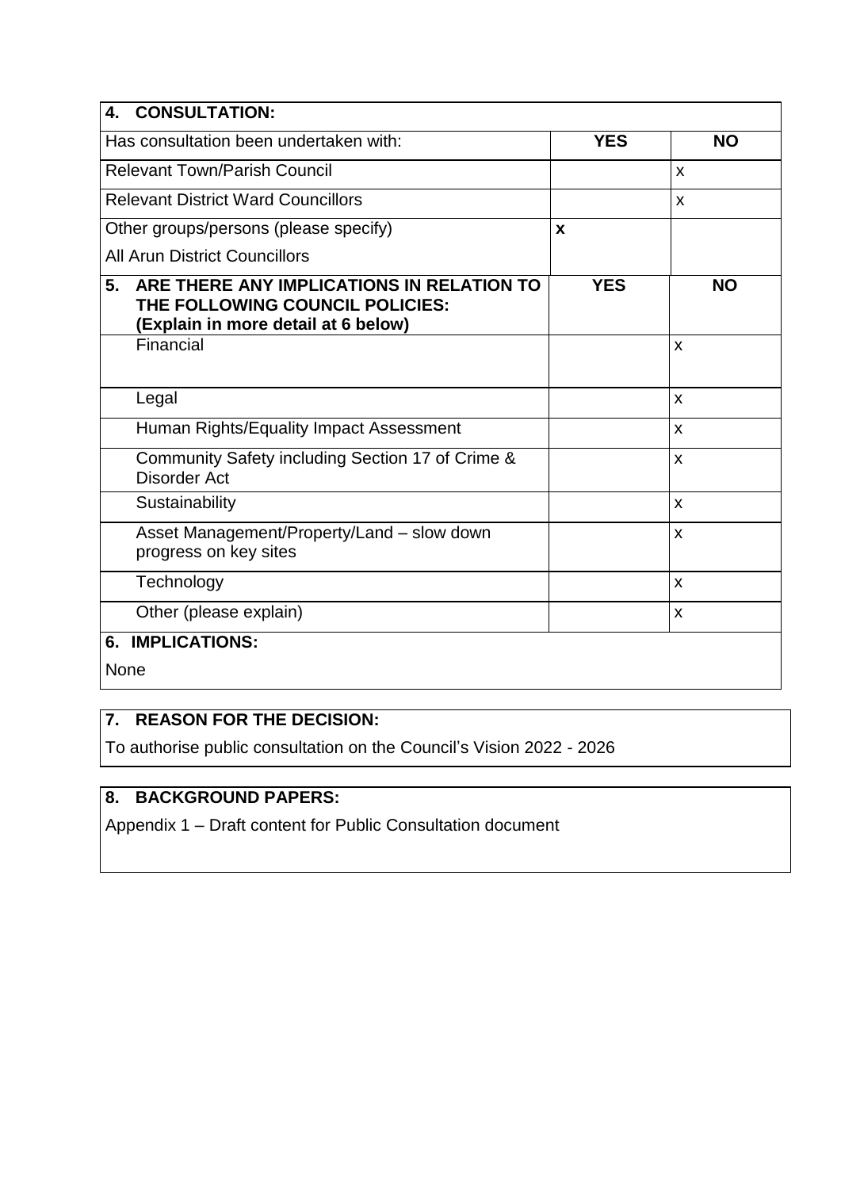| **4. CONSULTATION:** | | |
|---|---|---|
| Has consultation been undertaken with: | **YES** | **NO** |
| Relevant Town/Parish Council | | x |
| Relevant District Ward Councillors | | x |
| Other groups/persons (please specify)<br>All Arun District Councillors | **x** | |

| **5. ARE THERE ANY IMPLICATIONS IN RELATION TO THE FOLLOWING COUNCIL POLICIES: (Explain in more detail at 6 below)** | **YES** | **NO** |
|---|---|---|
| Financial | | x |
| Legal | | x |
| Human Rights/Equality Impact Assessment | | x |
| Community Safety including Section 17 of Crime & Disorder Act | | x |
| Sustainability | | x |
| Asset Management/Property/Land – slow down progress on key sites | | x |
| Technology | | x |
| Other (please explain) | | x |

**6. IMPLICATIONS:**

None

**7. REASON FOR THE DECISION:**

To authorise public consultation on the Council's Vision 2022 - 2026

**8. BACKGROUND PAPERS:**

Appendix 1 – Draft content for Public Consultation document